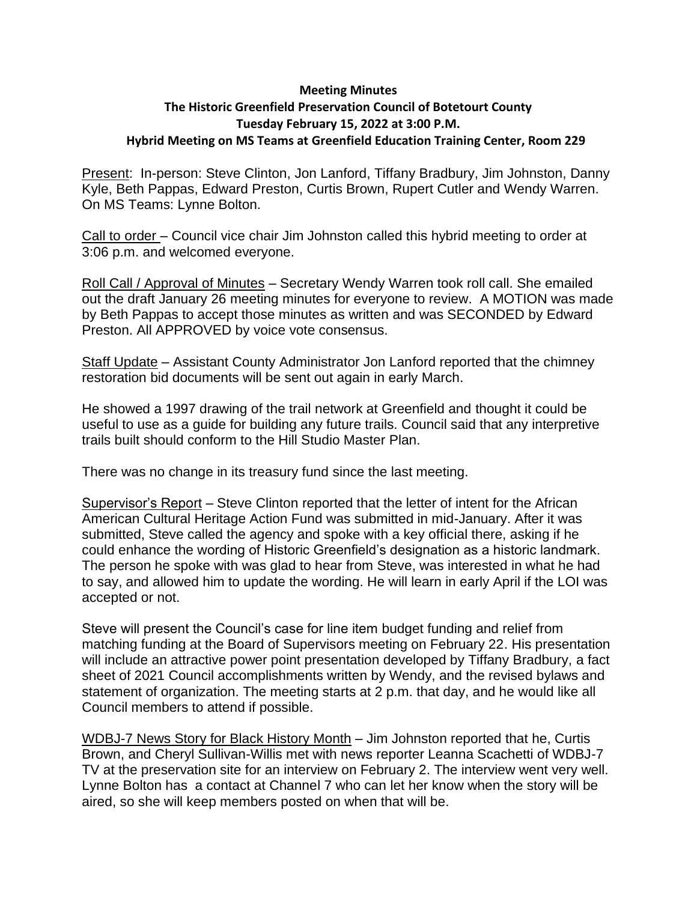**Meeting Minutes**

**The Historic Greenfield Preservation Council of Botetourt County**

**Tuesday February 15, 2022 at 3:00 P.M.**

**Hybrid Meeting on MS Teams at Greenfield Education Training Center, Room 229**

Present: In-person: Steve Clinton, Jon Lanford, Tiffany Bradbury, Jim Johnston, Danny Kyle, Beth Pappas, Edward Preston, Curtis Brown, Rupert Cutler and Wendy Warren. On MS Teams: Lynne Bolton.

Call to order – Council vice chair Jim Johnston called this hybrid meeting to order at 3:06 p.m. and welcomed everyone.

Roll Call / Approval of Minutes – Secretary Wendy Warren took roll call. She emailed out the draft January 26 meeting minutes for everyone to review. A MOTION was made by Beth Pappas to accept those minutes as written and was SECONDED by Edward Preston. All APPROVED by voice vote consensus.

Staff Update – Assistant County Administrator Jon Lanford reported that the chimney restoration bid documents will be sent out again in early March.

He showed a 1997 drawing of the trail network at Greenfield and thought it could be useful to use as a guide for building any future trails. Council said that any interpretive trails built should conform to the Hill Studio Master Plan.

There was no change in its treasury fund since the last meeting.

Supervisor's Report – Steve Clinton reported that the letter of intent for the African American Cultural Heritage Action Fund was submitted in mid-January. After it was submitted, Steve called the agency and spoke with a key official there, asking if he could enhance the wording of Historic Greenfield's designation as a historic landmark. The person he spoke with was glad to hear from Steve, was interested in what he had to say, and allowed him to update the wording. He will learn in early April if the LOI was accepted or not.

Steve will present the Council's case for line item budget funding and relief from matching funding at the Board of Supervisors meeting on February 22. His presentation will include an attractive power point presentation developed by Tiffany Bradbury, a fact sheet of 2021 Council accomplishments written by Wendy, and the revised bylaws and statement of organization. The meeting starts at 2 p.m. that day, and he would like all Council members to attend if possible.

WDBJ-7 News Story for Black History Month – Jim Johnston reported that he, Curtis Brown, and Cheryl Sullivan-Willis met with news reporter Leanna Scachetti of WDBJ-7 TV at the preservation site for an interview on February 2. The interview went very well. Lynne Bolton has a contact at Channel 7 who can let her know when the story will be aired, so she will keep members posted on when that will be.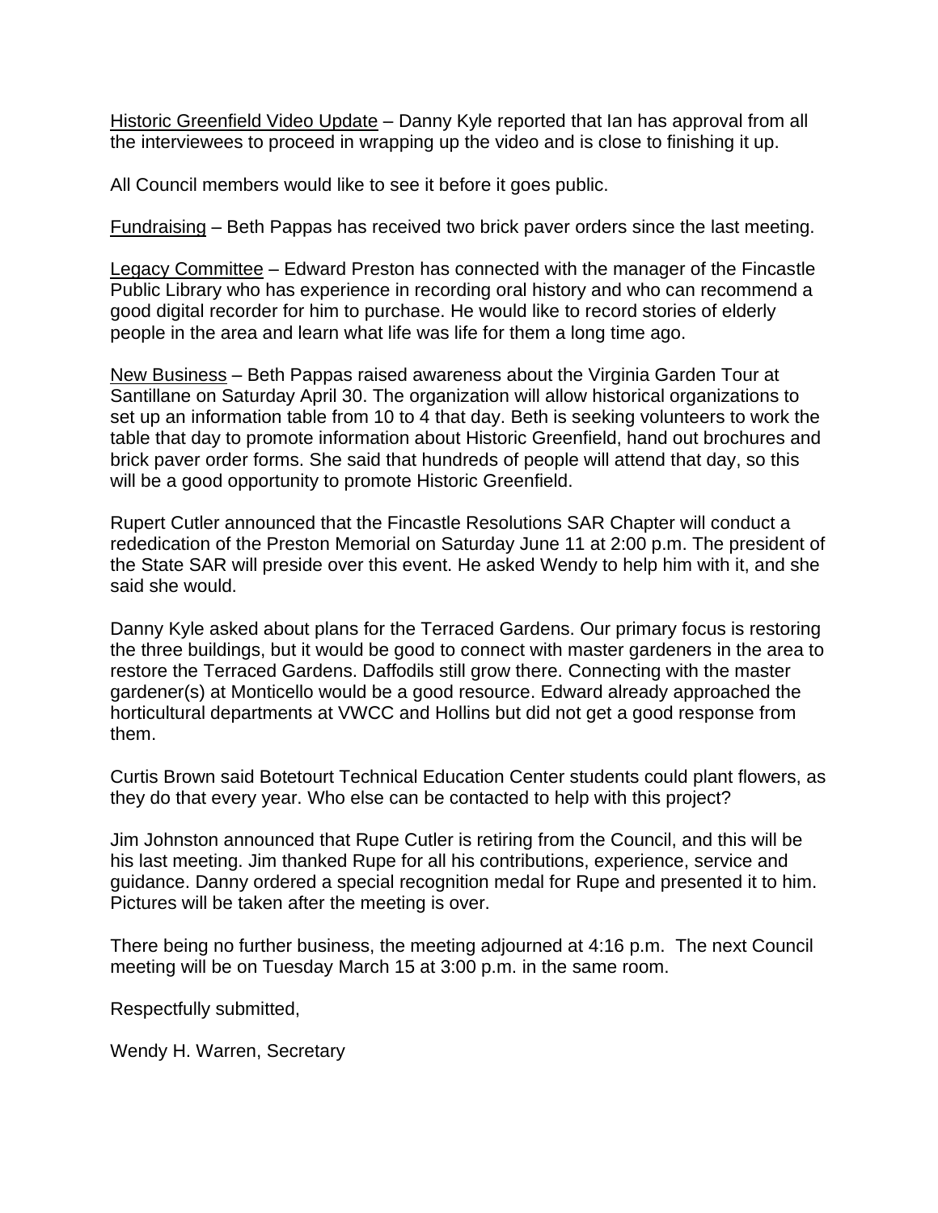Historic Greenfield Video Update – Danny Kyle reported that Ian has approval from all the interviewees to proceed in wrapping up the video and is close to finishing it up.

All Council members would like to see it before it goes public.

Fundraising – Beth Pappas has received two brick paver orders since the last meeting.

Legacy Committee – Edward Preston has connected with the manager of the Fincastle Public Library who has experience in recording oral history and who can recommend a good digital recorder for him to purchase. He would like to record stories of elderly people in the area and learn what life was life for them a long time ago.

New Business – Beth Pappas raised awareness about the Virginia Garden Tour at Santillane on Saturday April 30. The organization will allow historical organizations to set up an information table from 10 to 4 that day. Beth is seeking volunteers to work the table that day to promote information about Historic Greenfield, hand out brochures and brick paver order forms. She said that hundreds of people will attend that day, so this will be a good opportunity to promote Historic Greenfield.

Rupert Cutler announced that the Fincastle Resolutions SAR Chapter will conduct a rededication of the Preston Memorial on Saturday June 11 at 2:00 p.m. The president of the State SAR will preside over this event. He asked Wendy to help him with it, and she said she would.

Danny Kyle asked about plans for the Terraced Gardens. Our primary focus is restoring the three buildings, but it would be good to connect with master gardeners in the area to restore the Terraced Gardens. Daffodils still grow there. Connecting with the master gardener(s) at Monticello would be a good resource. Edward already approached the horticultural departments at VWCC and Hollins but did not get a good response from them.

Curtis Brown said Botetourt Technical Education Center students could plant flowers, as they do that every year. Who else can be contacted to help with this project?

Jim Johnston announced that Rupe Cutler is retiring from the Council, and this will be his last meeting. Jim thanked Rupe for all his contributions, experience, service and guidance. Danny ordered a special recognition medal for Rupe and presented it to him. Pictures will be taken after the meeting is over.

There being no further business, the meeting adjourned at 4:16 p.m. The next Council meeting will be on Tuesday March 15 at 3:00 p.m. in the same room.

Respectfully submitted,

Wendy H. Warren, Secretary